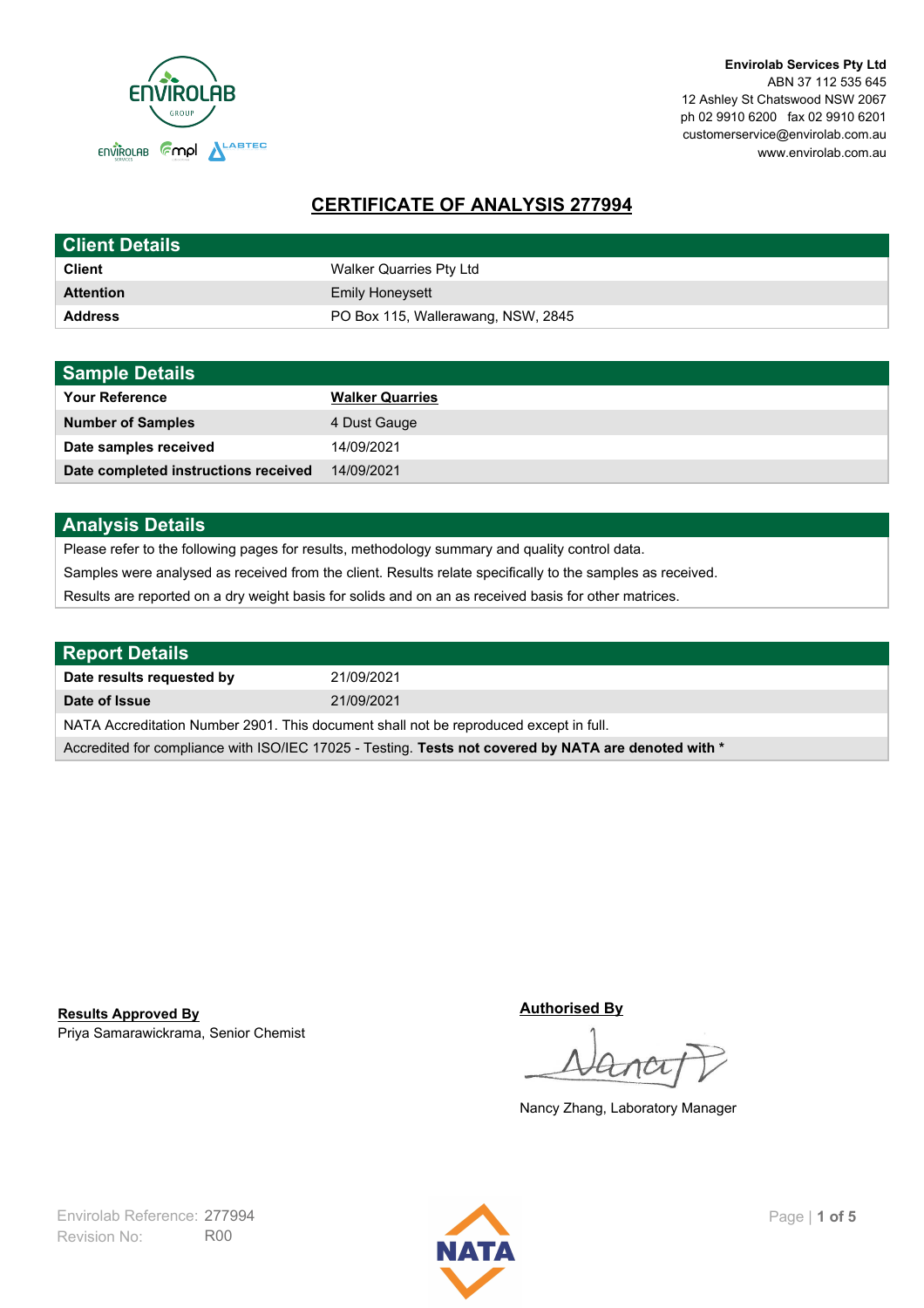Envirolab Services Pty Ltd
ABN 37 112 535 645
12 Ashley St Chatswood NSW 2067
ph 02 9910 6200 fax 02 9910 6201
customerservice@envirolab.com.au
www.envirolab.com.au

# CERTIFICATE OF ANALYSIS 277994

| Client Details | |
|---|---|
| **Client** | Walker Quarries Pty Ltd |
| **Attention** | Emily Honeysett |
| **Address** | PO Box 115, Wallerawang, NSW, 2845 |

| Sample Details | |
|---|---|
| **Your Reference** | **Walker Quarries** |
| **Number of Samples** | 4 Dust Gauge |
| **Date samples received** | 14/09/2021 |
| **Date completed instructions received** | 14/09/2021 |

## Analysis Details

Please refer to the following pages for results, methodology summary and quality control data.

Samples were analysed as received from the client. Results relate specifically to the samples as received.

Results are reported on a dry weight basis for solids and on an as received basis for other matrices.

| Report Details | |
|---|---|
| **Date results requested by** | 21/09/2021 |
| **Date of Issue** | 21/09/2021 |

NATA Accreditation Number 2901. This document shall not be reproduced except in full.

Accredited for compliance with ISO/IEC 17025 - Testing. **Tests not covered by NATA are denoted with ***

**Results Approved By**
Priya Samarawickrama, Senior Chemist

**Authorised By**
Nancy Zhang, Laboratory Manager

Envirolab Reference: 277994
Revision No: R00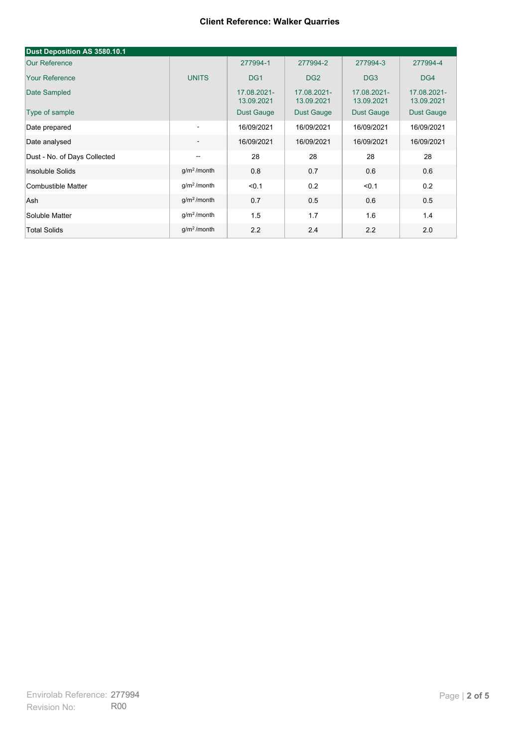**Client Reference: Walker Quarries**

| Dust Deposition AS 3580.10.1 | | | | | |
|---|---|---|---|---|---|
| Our Reference | | 277994-1 | 277994-2 | 277994-3 | 277994-4 |
| Your Reference | UNITS | DG1 | DG2 | DG3 | DG4 |
| Date Sampled | | 17.08.2021-13.09.2021 | 17.08.2021-13.09.2021 | 17.08.2021-13.09.2021 | 17.08.2021-13.09.2021 |
| Type of sample | | Dust Gauge | Dust Gauge | Dust Gauge | Dust Gauge |
| Date prepared | - | 16/09/2021 | 16/09/2021 | 16/09/2021 | 16/09/2021 |
| Date analysed | - | 16/09/2021 | 16/09/2021 | 16/09/2021 | 16/09/2021 |
| Dust - No. of Days Collected | -- | 28 | 28 | 28 | 28 |
| Insoluble Solids | $g/m^2$ /month | 0.8 | 0.7 | 0.6 | 0.6 |
| Combustible Matter | $g/m^2$ /month | <0.1 | 0.2 | <0.1 | 0.2 |
| Ash | $g/m^2$ /month | 0.7 | 0.5 | 0.6 | 0.5 |
| Soluble Matter | $g/m^2$ /month | 1.5 | 1.7 | 1.6 | 1.4 |
| Total Solids | $g/m^2$ /month | 2.2 | 2.4 | 2.2 | 2.0 |

Envirolab Reference: 277994
Revision No: R00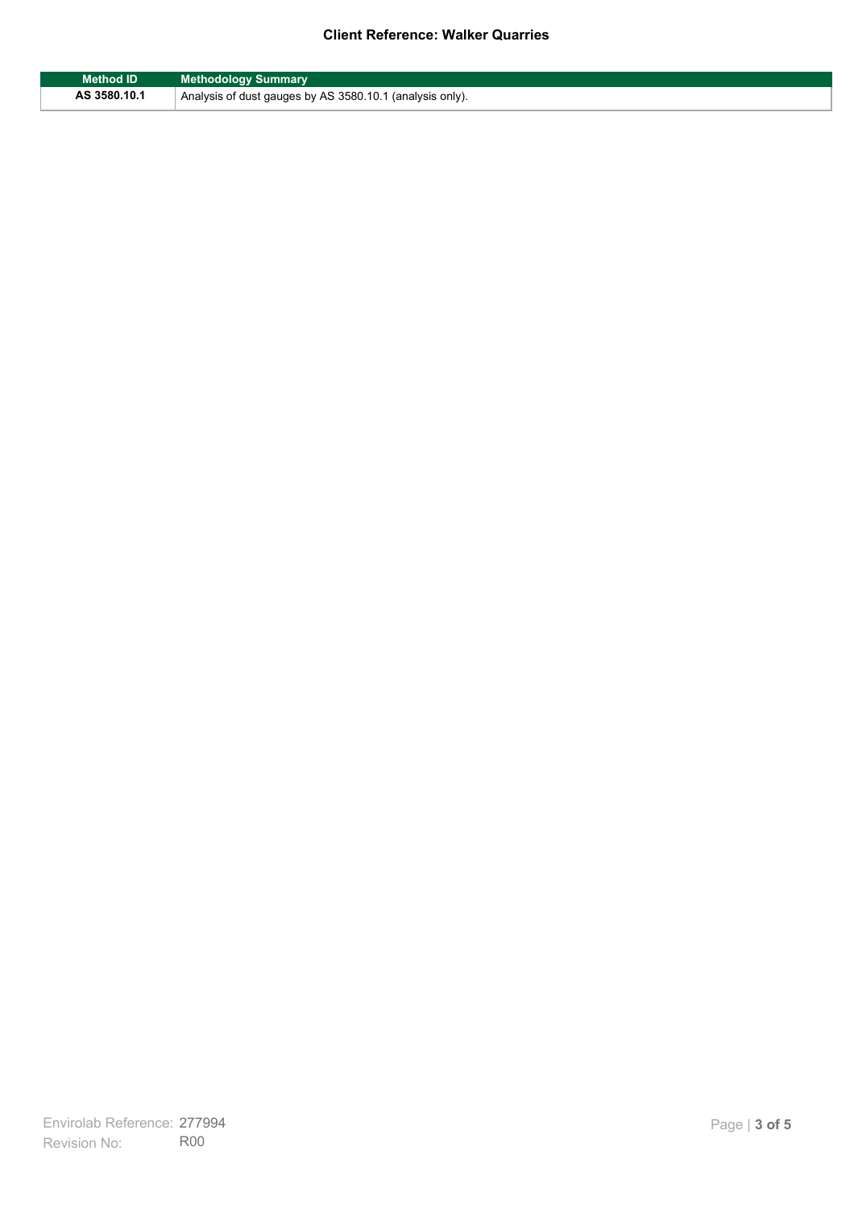**Client Reference: Walker Quarries**

| Method ID | Methodology Summary |
|---|---|
| AS 3580.10.1 | Analysis of dust gauges by AS 3580.10.1 (analysis only). |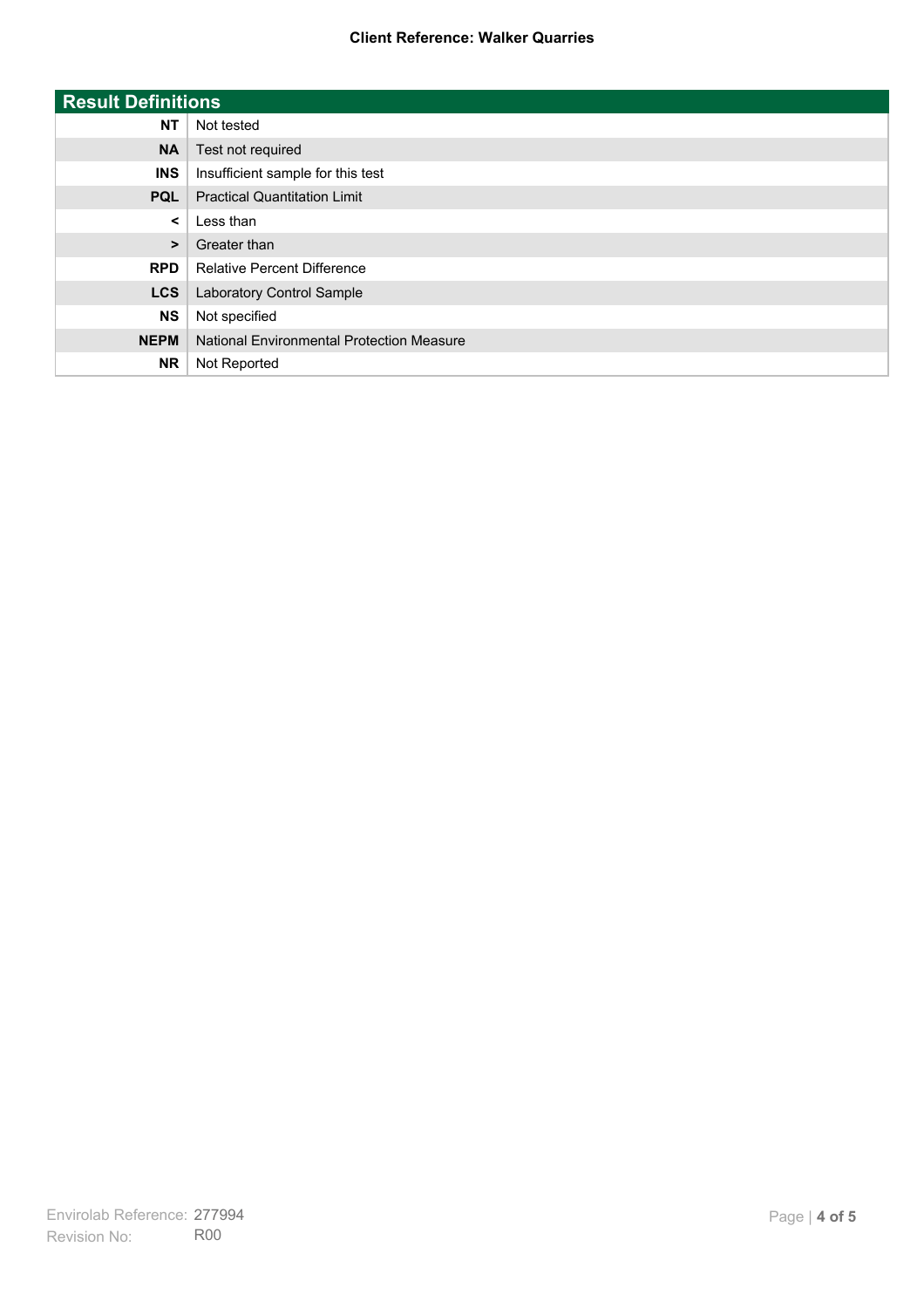## Result Definitions

| | |
|---|---|
| **NT** | Not tested |
| **NA** | Test not required |
| **INS** | Insufficient sample for this test |
| **PQL** | Practical Quantitation Limit |
| **<** | Less than |
| **>** | Greater than |
| **RPD** | Relative Percent Difference |
| **LCS** | Laboratory Control Sample |
| **NS** | Not specified |
| **NEPM** | National Environmental Protection Measure |
| **NR** | Not Reported |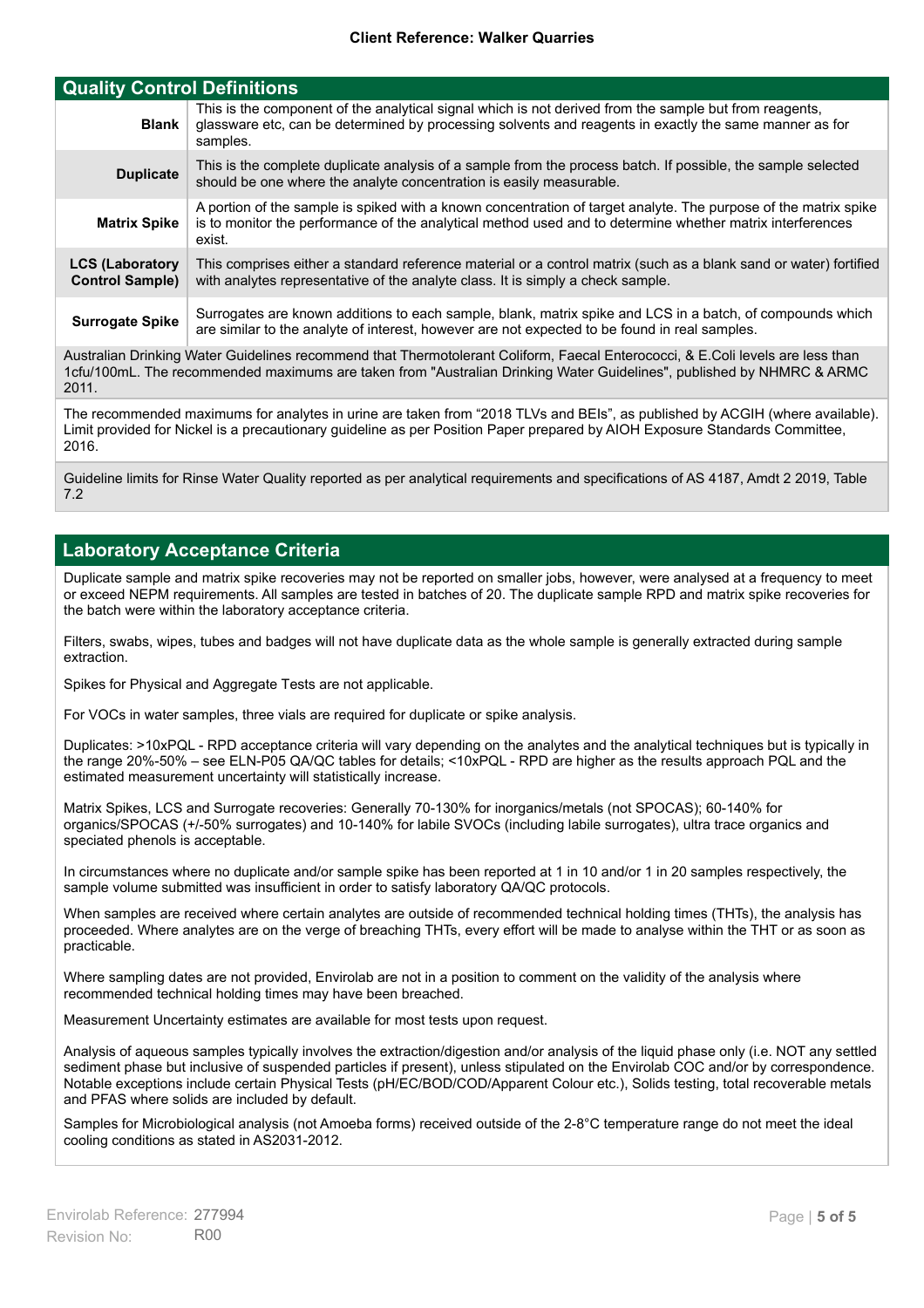## Quality Control Definitions

| | |
|---|---|
| **Blank** | This is the component of the analytical signal which is not derived from the sample but from reagents, glassware etc, can be determined by processing solvents and reagents in exactly the same manner as for samples. |
| **Duplicate** | This is the complete duplicate analysis of a sample from the process batch. If possible, the sample selected should be one where the analyte concentration is easily measurable. |
| **Matrix Spike** | A portion of the sample is spiked with a known concentration of target analyte. The purpose of the matrix spike is to monitor the performance of the analytical method used and to determine whether matrix interferences exist. |
| **LCS (Laboratory Control Sample)** | This comprises either a standard reference material or a control matrix (such as a blank sand or water) fortified with analytes representative of the analyte class. It is simply a check sample. |
| **Surrogate Spike** | Surrogates are known additions to each sample, blank, matrix spike and LCS in a batch, of compounds which are similar to the analyte of interest, however are not expected to be found in real samples. |

Australian Drinking Water Guidelines recommend that Thermotolerant Coliform, Faecal Enterococci, & E.Coli levels are less than 1cfu/100mL. The recommended maximums are taken from "Australian Drinking Water Guidelines", published by NHMRC & ARMC 2011.

The recommended maximums for analytes in urine are taken from "2018 TLVs and BEIs", as published by ACGIH (where available). Limit provided for Nickel is a precautionary guideline as per Position Paper prepared by AIOH Exposure Standards Committee, 2016.

Guideline limits for Rinse Water Quality reported as per analytical requirements and specifications of AS 4187, Amdt 2 2019, Table 7.2

## Laboratory Acceptance Criteria

Duplicate sample and matrix spike recoveries may not be reported on smaller jobs, however, were analysed at a frequency to meet or exceed NEPM requirements. All samples are tested in batches of 20. The duplicate sample RPD and matrix spike recoveries for the batch were within the laboratory acceptance criteria.

Filters, swabs, wipes, tubes and badges will not have duplicate data as the whole sample is generally extracted during sample extraction.

Spikes for Physical and Aggregate Tests are not applicable.

For VOCs in water samples, three vials are required for duplicate or spike analysis.

Duplicates: >10xPQL - RPD acceptance criteria will vary depending on the analytes and the analytical techniques but is typically in the range 20%-50% – see ELN-P05 QA/QC tables for details; <10xPQL - RPD are higher as the results approach PQL and the estimated measurement uncertainty will statistically increase.

Matrix Spikes, LCS and Surrogate recoveries: Generally 70-130% for inorganics/metals (not SPOCAS); 60-140% for organics/SPOCAS (+/-50% surrogates) and 10-140% for labile SVOCs (including labile surrogates), ultra trace organics and speciated phenols is acceptable.

In circumstances where no duplicate and/or sample spike has been reported at 1 in 10 and/or 1 in 20 samples respectively, the sample volume submitted was insufficient in order to satisfy laboratory QA/QC protocols.

When samples are received where certain analytes are outside of recommended technical holding times (THTs), the analysis has proceeded. Where analytes are on the verge of breaching THTs, every effort will be made to analyse within the THT or as soon as practicable.

Where sampling dates are not provided, Envirolab are not in a position to comment on the validity of the analysis where recommended technical holding times may have been breached.

Measurement Uncertainty estimates are available for most tests upon request.

Analysis of aqueous samples typically involves the extraction/digestion and/or analysis of the liquid phase only (i.e. NOT any settled sediment phase but inclusive of suspended particles if present), unless stipulated on the Envirolab COC and/or by correspondence. Notable exceptions include certain Physical Tests (pH/EC/BOD/COD/Apparent Colour etc.), Solids testing, total recoverable metals and PFAS where solids are included by default.

Samples for Microbiological analysis (not Amoeba forms) received outside of the 2-8°C temperature range do not meet the ideal cooling conditions as stated in AS2031-2012.